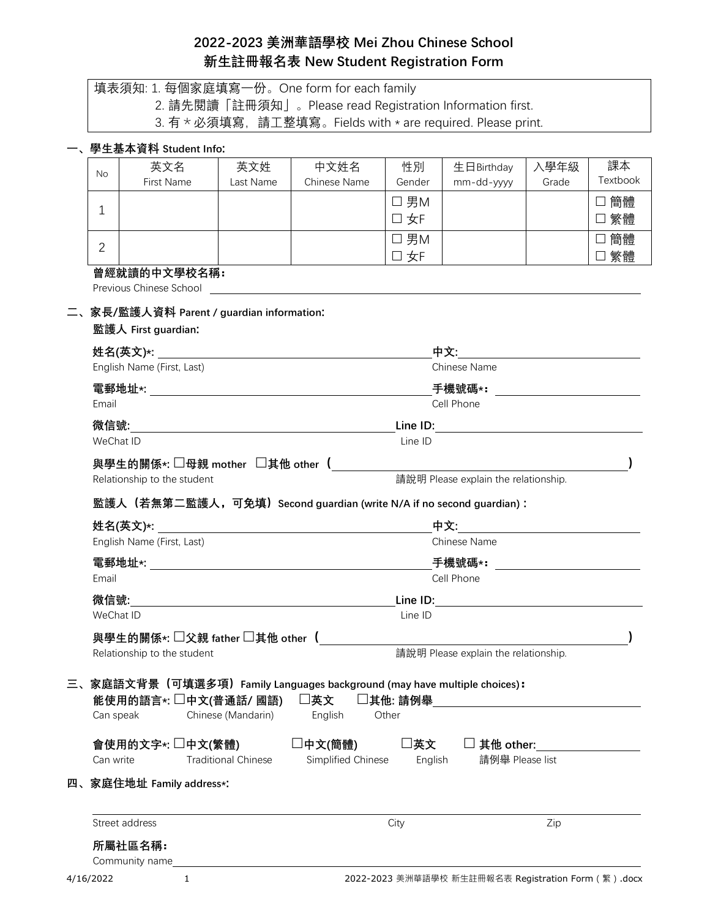# 2022-2023 美洲華語學校 Mei Zhou Chinese School
# 新生註冊報名表 New Student Registration Form

填表須知: 1. 每個家庭填寫一份。One form for each family
2. 請先閱讀「註冊須知」。Please read Registration Information first.
3. 有 * 必須填寫，請工整填寫。Fields with * are required. Please print.

## 一、學生基本資料 Student Info:

| No | 英文名 First Name | 英文姓 Last Name | 中文姓名 Chinese Name | 性別 Gender | 生日Birthday mm-dd-yyyy | 入學年級 Grade | 課本 Textbook |
|---|---|---|---|---|---|---|---|
| 1 | | | | ☐ 男M ☐ 女F | | | ☐ 簡體 ☐ 繁體 |
| 2 | | | | ☐ 男M ☐ 女F | | | ☐ 簡體 ☐ 繁體 |

**曾經就讀的中文學校名稱:**
Previous Chinese School ______________________

## 二、家長/監護人資料 Parent / guardian information:

**監護人 First guardian:**

**姓名(英文)*:** ______________________ **中文:** ______________________
English Name (First, Last) Chinese Name

**電郵地址*:** ______________________ **手機號碼*:** ______________________
Email Cell Phone

**微信號:** ______________________ **Line ID:** ______________________
WeChat ID Line ID

**與學生的關係*:** ☐**母親 mother** ☐**其他 other (** ______________________ **)**
Relationship to the student 請說明 Please explain the relationship.

**監護人（若無第二監護人，可免填）Second guardian (write N/A if no second guardian) :**

**姓名(英文)*:** ______________________ **中文:** ______________________
English Name (First, Last) Chinese Name

**電郵地址*:** ______________________ **手機號碼*:** ______________________
Email Cell Phone

**微信號:** ______________________ **Line ID:** ______________________
WeChat ID Line ID

**與學生的關係*:** ☐**父親 father** ☐**其他 other (** ______________________ **)**
Relationship to the student 請說明 Please explain the relationship.

## 三、家庭語文背景（可填選多項）Family Languages background (may have multiple choices):

**能使用的語言*:** ☐**中文(普通話/ 國語)** ☐**英文** ☐**其他: 請例舉** ______________________
Can speak Chinese (Mandarin) English Other

**會使用的文字*:** ☐**中文(繁體)** ☐**中文(簡體)** ☐**英文** ☐ **其他 other:** ______________________
Can write Traditional Chinese Simplified Chinese English 請例舉 Please list

## 四、家庭住址 Family address*:

______________________
Street address City Zip

**所屬社區名稱:**
Community name ______________________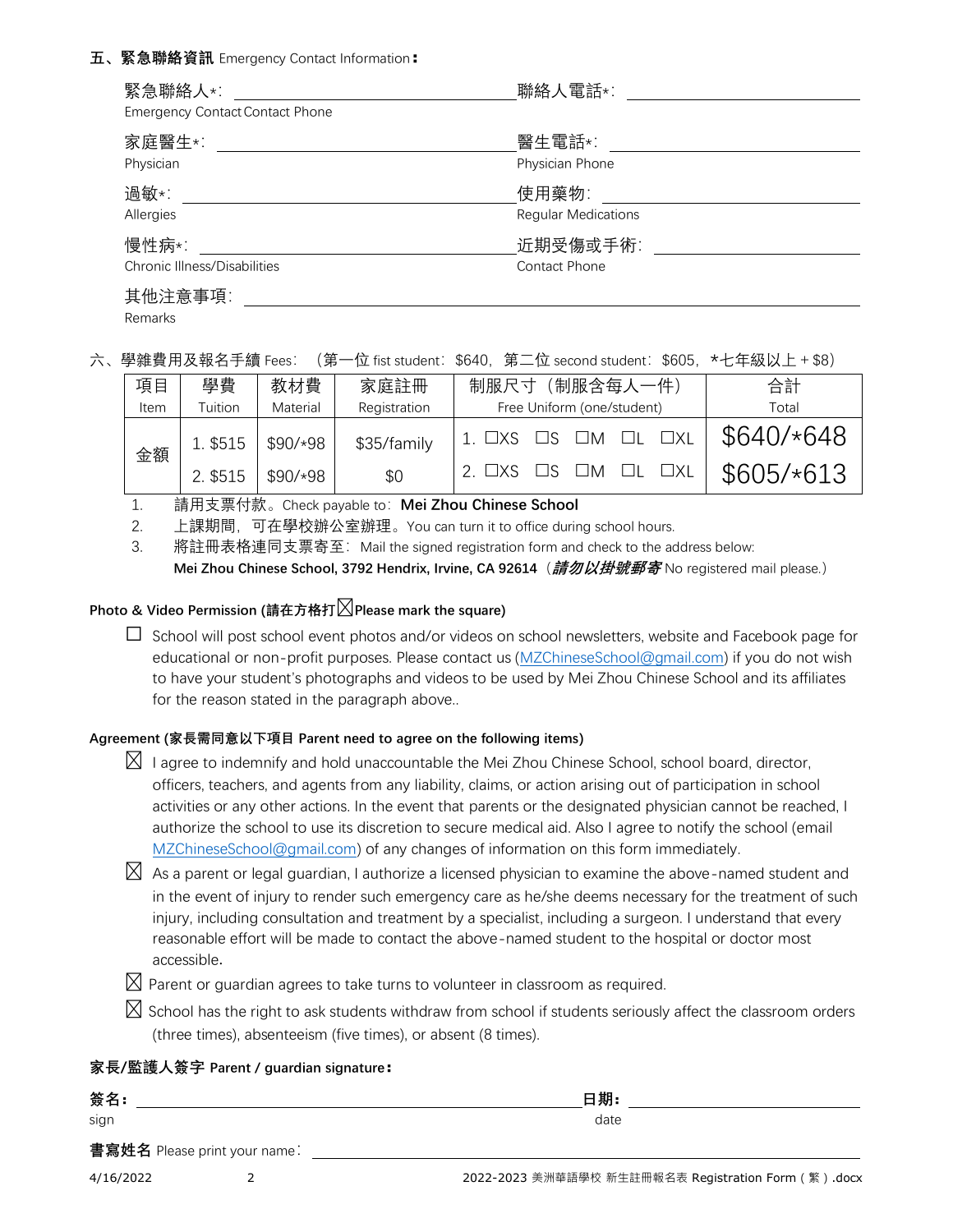**五、緊急聯絡資訊** Emergency Contact Information**：**

緊急聯絡人*: ______________________ 聯絡人電話*: ______________________
Emergency Contact Contact Phone

家庭醫生*: ______________________ 醫生電話*: ______________________
Physician Physician Phone

過敏*: ______________________ 使用藥物: ______________________
Allergies Regular Medications

慢性病*: ______________________ 近期受傷或手術: ______________________
Chronic Illness/Disabilities Contact Phone

其他注意事項: ______________________
Remarks

六、學雜費用及報名手續 Fees: （第一位 fist student: $640，第二位 second student: $605，*七年級以上 + $8）

| 項目 Item | 學費 Tuition | 教材費 Material | 家庭註冊 Registration | 制服尺寸（制服含每人一件） Free Uniform (one/student) | 合計 Total |
|---|---|---|---|---|---|
| 金額 | 1. $515 | $90/*98 | $35/family | 1. ☐XS ☐S ☐M ☐L ☐XL | $640/*648 |
| | 2. $515 | $90/*98 | $0 | 2. ☐XS ☐S ☐M ☐L ☐XL | $605/*613 |

1. 請用支票付款。Check payable to: **Mei Zhou Chinese School**
2. 上課期間，可在學校辦公室辦理。You can turn it to office during school hours.
3. 將註冊表格連同支票寄至: Mail the signed registration form and check to the address below:
   **Mei Zhou Chinese School, 3792 Hendrix, Irvine, CA 92614**（***請勿以掛號郵寄*** No registered mail please.）

**Photo & Video Permission (請在方格打☒Please mark the square)**

☐ School will post school event photos and/or videos on school newsletters, website and Facebook page for educational or non-profit purposes. Please contact us (MZChineseSchool@gmail.com) if you do not wish to have your student's photographs and videos to be used by Mei Zhou Chinese School and its affiliates for the reason stated in the paragraph above..

**Agreement (家長需同意以下項目 Parent need to agree on the following items)**

☒ I agree to indemnify and hold unaccountable the Mei Zhou Chinese School, school board, director, officers, teachers, and agents from any liability, claims, or action arising out of participation in school activities or any other actions. In the event that parents or the designated physician cannot be reached, I authorize the school to use its discretion to secure medical aid. Also I agree to notify the school (email MZChineseSchool@gmail.com) of any changes of information on this form immediately.

☒ As a parent or legal guardian, I authorize a licensed physician to examine the above-named student and in the event of injury to render such emergency care as he/she deems necessary for the treatment of such injury, including consultation and treatment by a specialist, including a surgeon. I understand that every reasonable effort will be made to contact the above-named student to the hospital or doctor most accessible.

☒ Parent or guardian agrees to take turns to volunteer in classroom as required.

☒ School has the right to ask students withdraw from school if students seriously affect the classroom orders (three times), absenteeism (five times), or absent (8 times).

**家長/監護人簽字 Parent / guardian signature：**

**簽名：** ______________________ **日期：** ______________________
sign date

**書寫姓名** Please print your name: ______________________